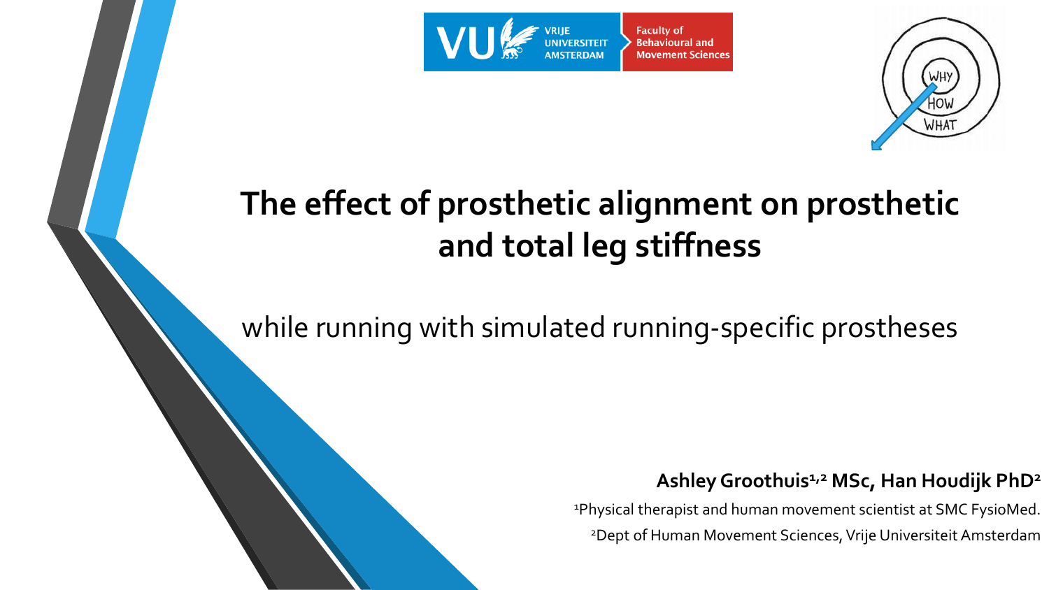# The effect of prosthetic alignment on prosthetic and total leg stiffness

while running with simulated running-specific prostheses

**Ashley Groothuis[1,2] MSc, Han Houdijk PhD[2]**

[1]Physical therapist and human movement scientist at SMC FysioMed.

[2]Dept of Human Movement Sciences, Vrije Universiteit Amsterdam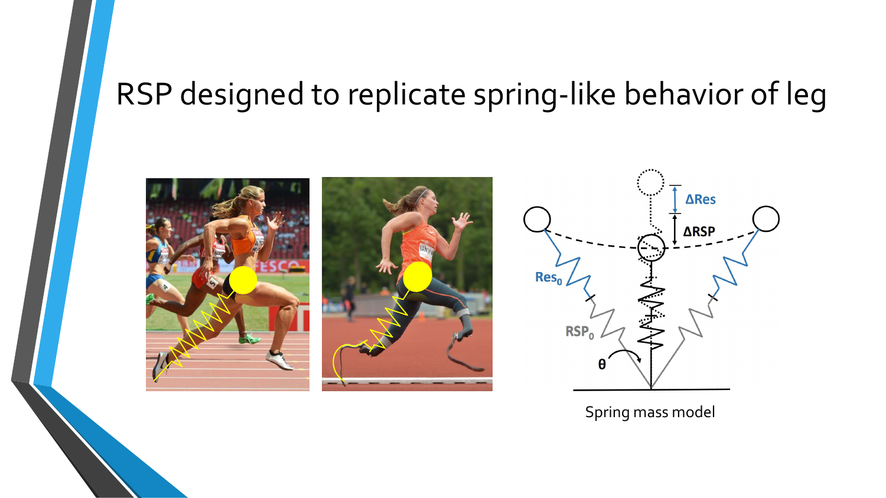# RSP designed to replicate spring-like behavior of leg

Spring mass model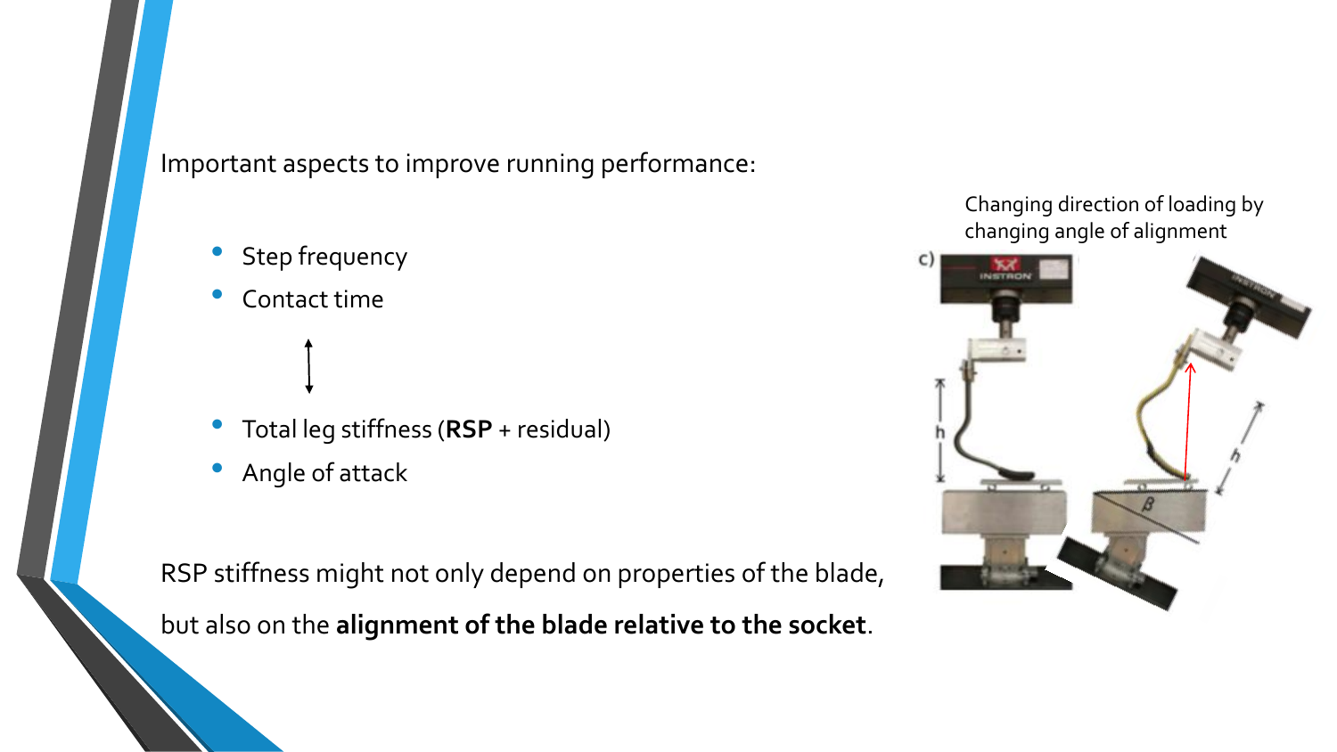Important aspects to improve running performance:

- Step frequency
- Contact time

↕

- Total leg stiffness (**RSP** + residual)
- Angle of attack

RSP stiffness might not only depend on properties of the blade, but also on the **alignment of the blade relative to the socket**.

Changing direction of loading by changing angle of alignment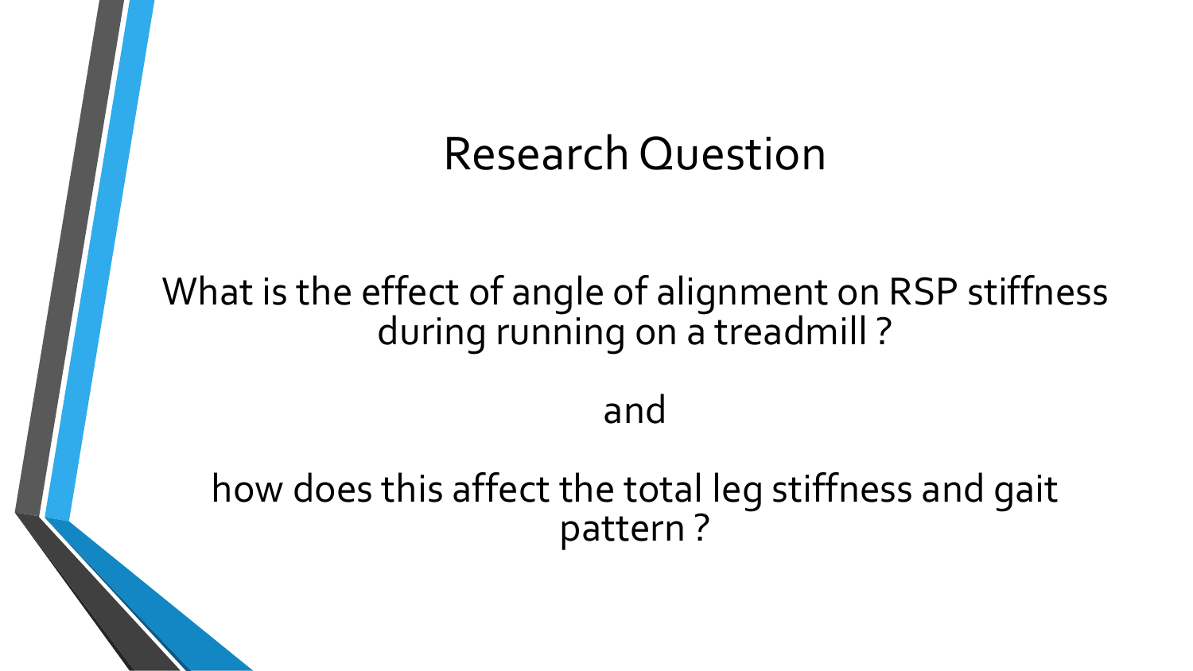# Research Question

What is the effect of angle of alignment on RSP stiffness during running on a treadmill ?

and

how does this affect the total leg stiffness and gait pattern ?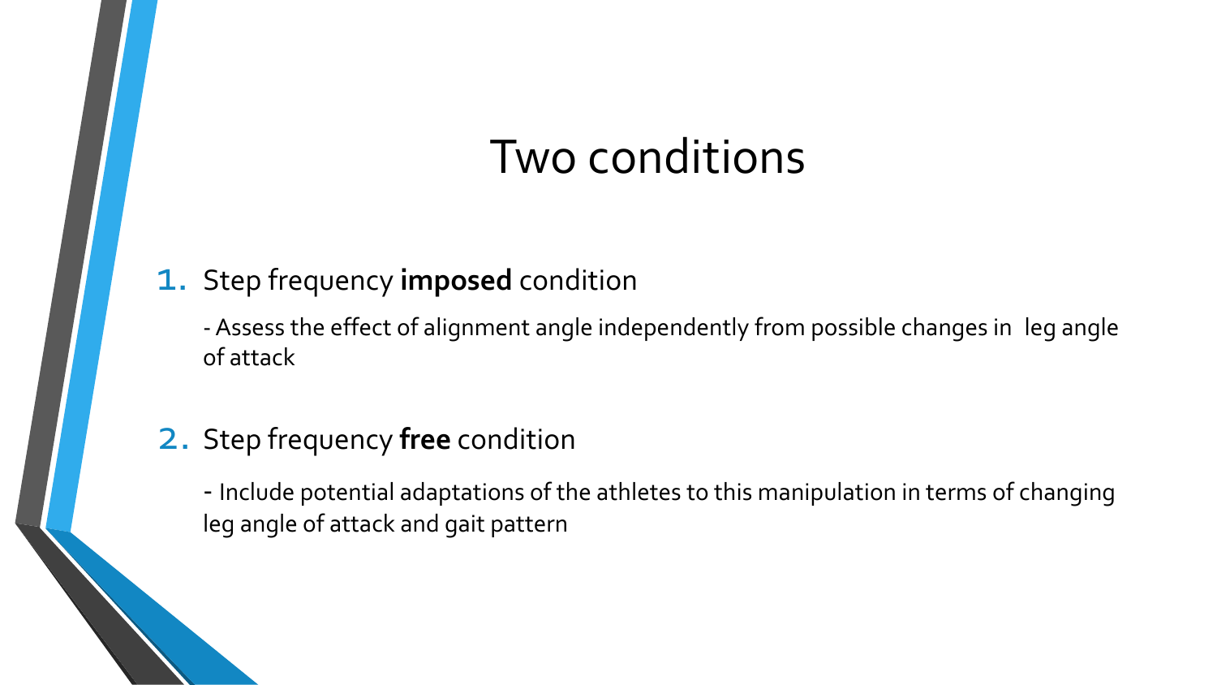# Two conditions

1. Step frequency **imposed** condition

   - Assess the effect of alignment angle independently from possible changes in leg angle of attack

2. Step frequency **free** condition

   - Include potential adaptations of the athletes to this manipulation in terms of changing leg angle of attack and gait pattern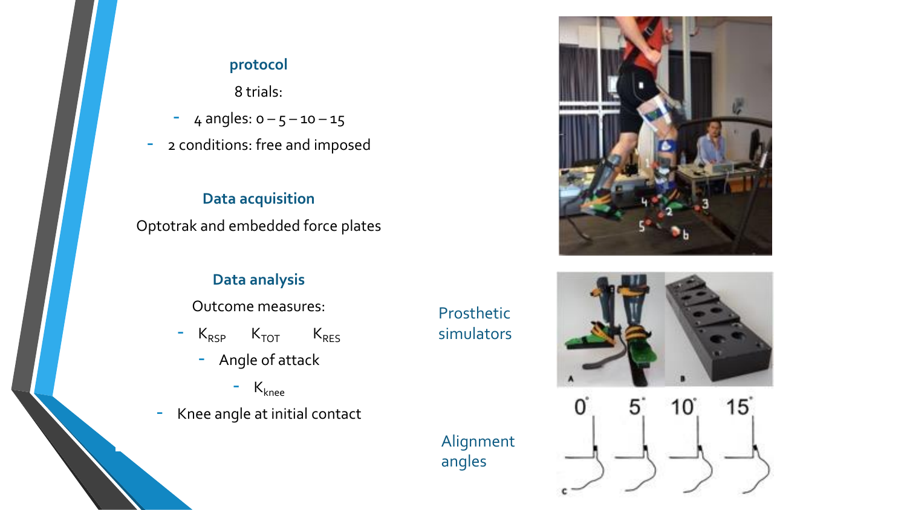## protocol

8 trials:

- 4 angles: 0 – 5 – 10 – 15
- 2 conditions: free and imposed

## Data acquisition

Optotrak and embedded force plates

## Data analysis

Outcome measures:

- $K_{RSP}$ $K_{TOT}$ $K_{RES}$
  - Angle of attack
    - $K_{knee}$
- Knee angle at initial contact

Prosthetic simulators

Alignment angles

0° 5° 10° 15°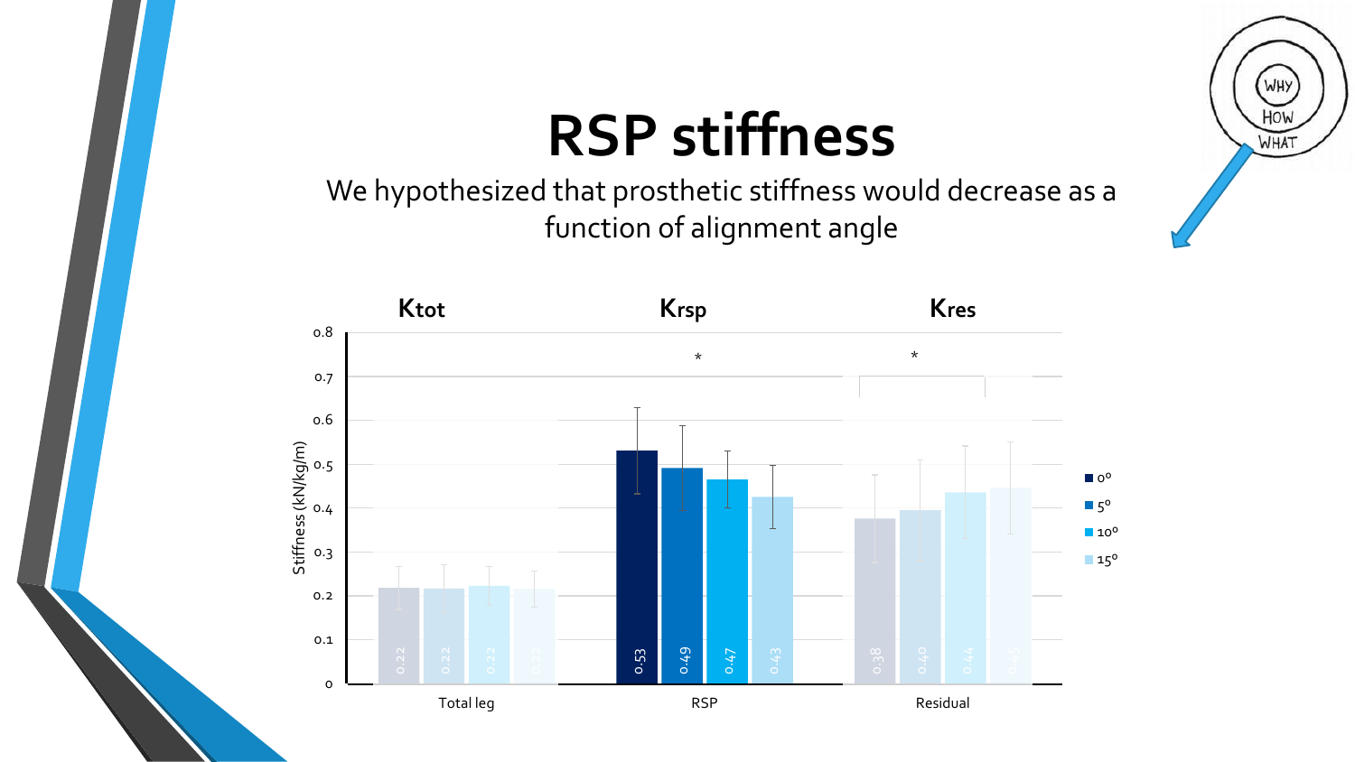# RSP stiffness

We hypothesized that prosthetic stiffness would decrease as a function of alignment angle

**Ktot** | **Krsp** | **Kres**

Stiffness (kN/kg/m)

| | 0° | 5° | 10° | 15° |
|---|---|---|---|---|
| Total leg | 0.22 | 0.22 | 0.22 | 0.22 |
| RSP * | 0.53 | 0.49 | 0.47 | 0.43 |
| Residual * | 0.38 | 0.40 | 0.44 | 0.45 |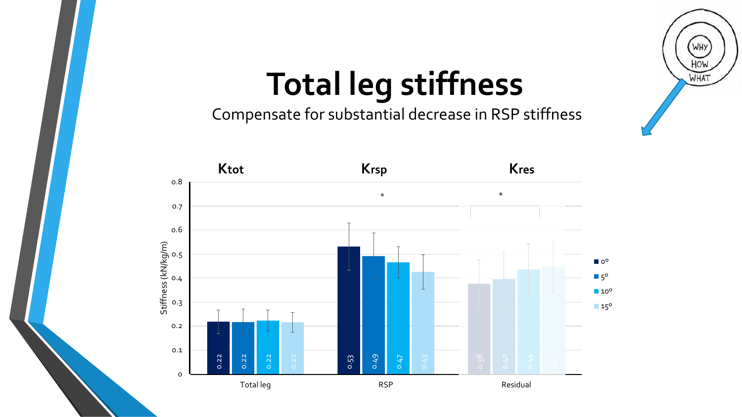# Total leg stiffness

Compensate for substantial decrease in RSP stiffness

| | 0° | 5° | 10° | 15° |
|---|---|---|---|---|
| Total leg ($K_{tot}$) | 0.22 | 0.22 | 0.22 | 0.22 |
| RSP ($K_{rsp}$) * | 0.53 | 0.49 | 0.47 | 0.43 |
| Residual ($K_{res}$) * | 0.38 | 0.40 | 0.44 | 0.45 |

Stiffness (kN/kg/m)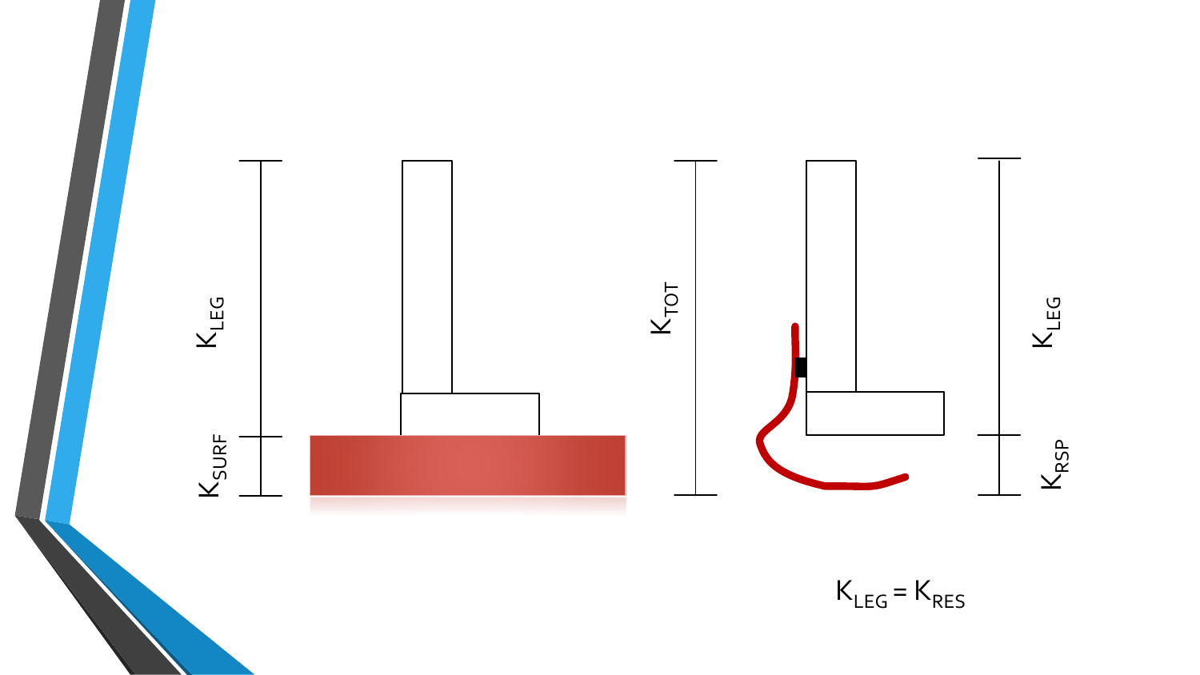$K_{LEG}$

$K_{SURF}$

$K_{TOT}$

$K_{LEG}$

$K_{RSP}$

$K_{LEG} = K_{RES}$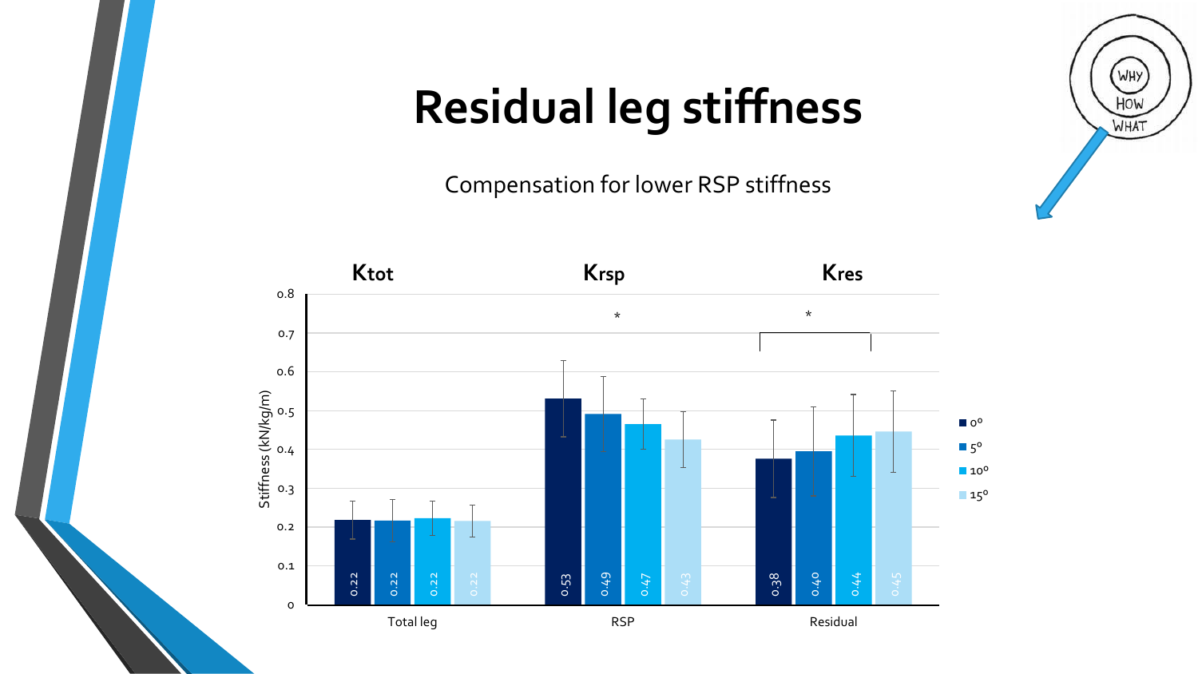# Residual leg stiffness

Compensation for lower RSP stiffness

| Stiffness (kN/kg/m) | 0° | 5° | 10° | 15° |
|---|---|---|---|---|
| Total leg ($K_{tot}$) | 0.22 | 0.22 | 0.22 | 0.22 |
| RSP ($K_{rsp}$) * | 0.53 | 0.49 | 0.47 | 0.43 |
| Residual ($K_{res}$) * | 0.38 | 0.40 | 0.44 | 0.45 |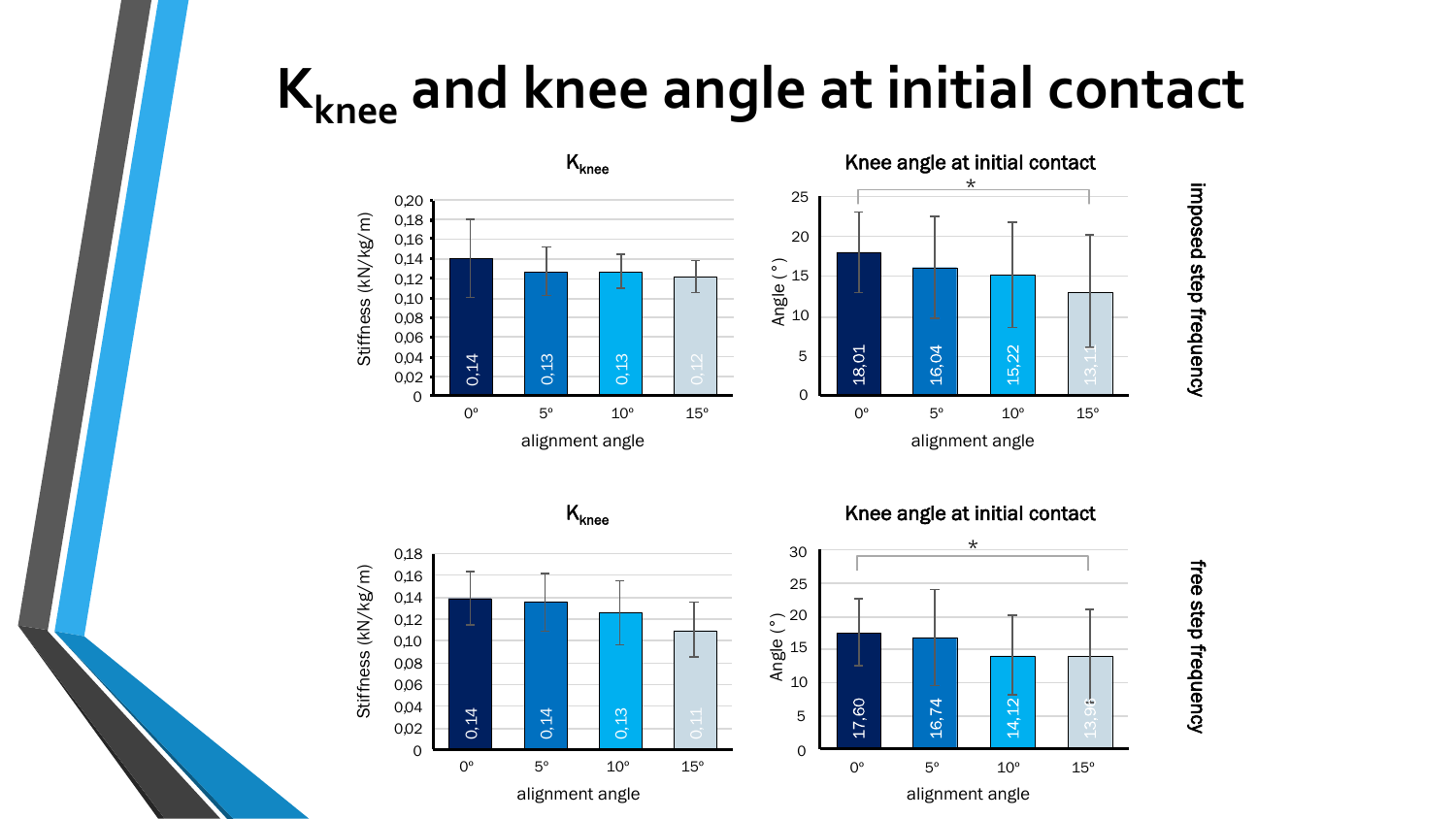# $K_{knee}$ and knee angle at initial contact

**Imposed step frequency**

$K_{knee}$ — Stiffness (kN/kg/m)

| alignment angle | 0° | 5° | 10° | 15° |
|---|---|---|---|---|
| Stiffness (kN/kg/m) | 0,14 | 0,13 | 0,13 | 0,12 |

Knee angle at initial contact — Angle (°)

| alignment angle | 0° | 5° | 10° | 15° |
|---|---|---|---|---|
| Angle (°) | 18,01 | 16,04 | 15,22 | 13,1 |

\* (0° vs 15°)

**Free step frequency**

$K_{knee}$ — Stiffness (kN/kg/m)

| alignment angle | 0° | 5° | 10° | 15° |
|---|---|---|---|---|
| Stiffness (kN/kg/m) | 0,14 | 0,14 | 0,13 | 0,11 |

Knee angle at initial contact — Angle (°)

| alignment angle | 0° | 5° | 10° | 15° |
|---|---|---|---|---|
| Angle (°) | 17,60 | 16,74 | 14,12 | 13,98 |

\* (0° vs 15°)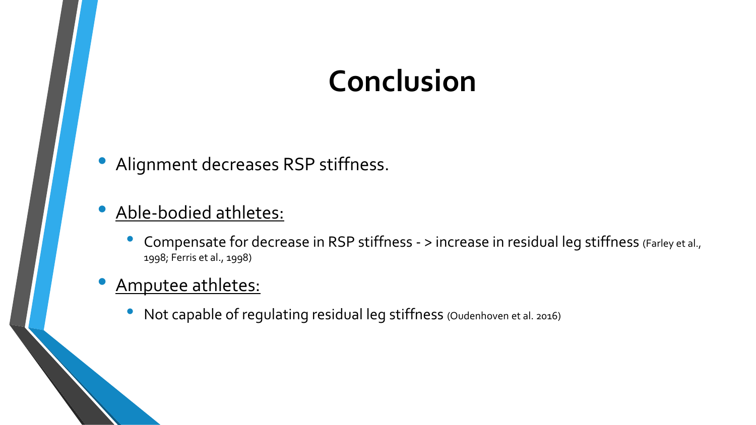# Conclusion

- Alignment decreases RSP stiffness.
- Able-bodied athletes:
  - Compensate for decrease in RSP stiffness - > increase in residual leg stiffness (Farley et al., 1998; Ferris et al., 1998)
- Amputee athletes:
  - Not capable of regulating residual leg stiffness (Oudenhoven et al. 2016)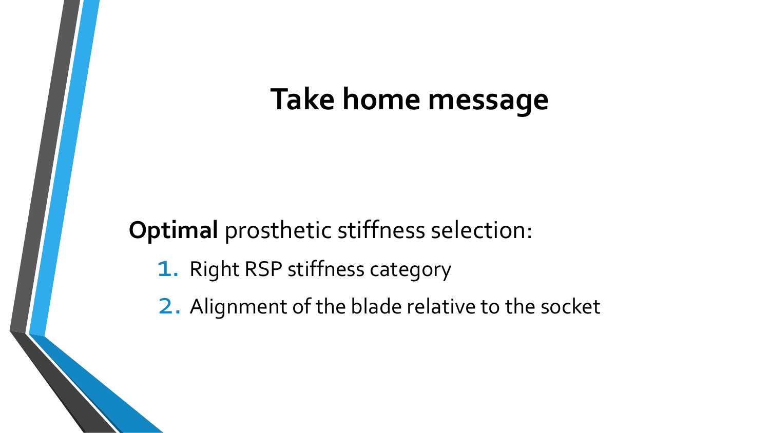# Take home message

**Optimal** prosthetic stiffness selection:

1. Right RSP stiffness category
2. Alignment of the blade relative to the socket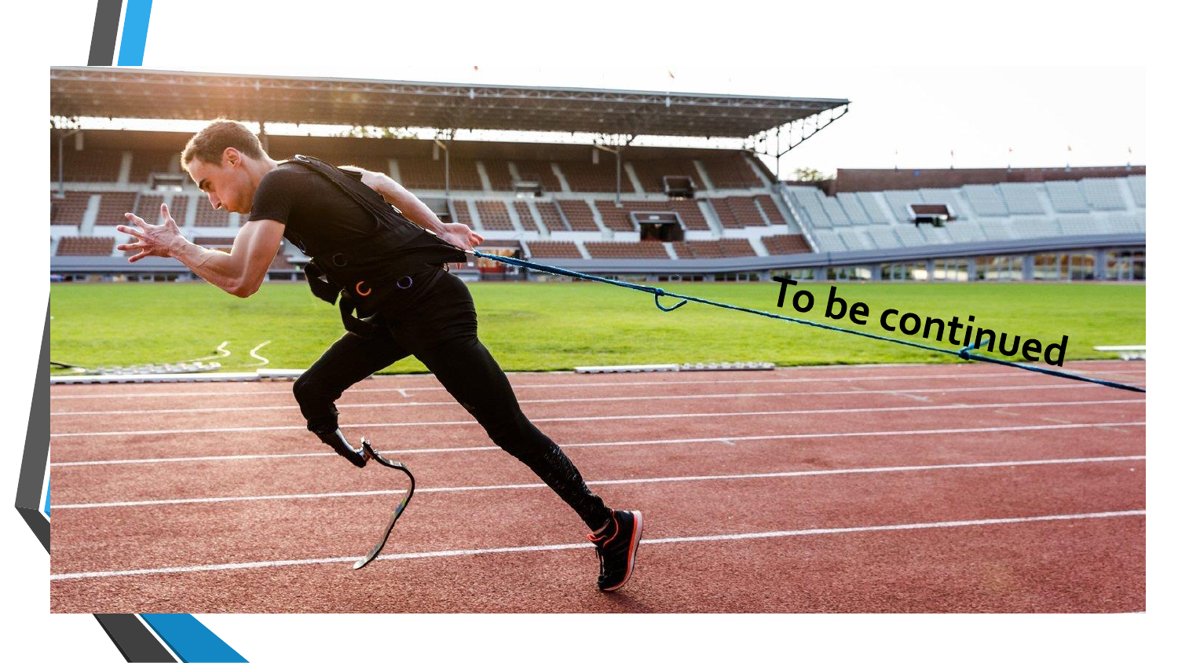To be continued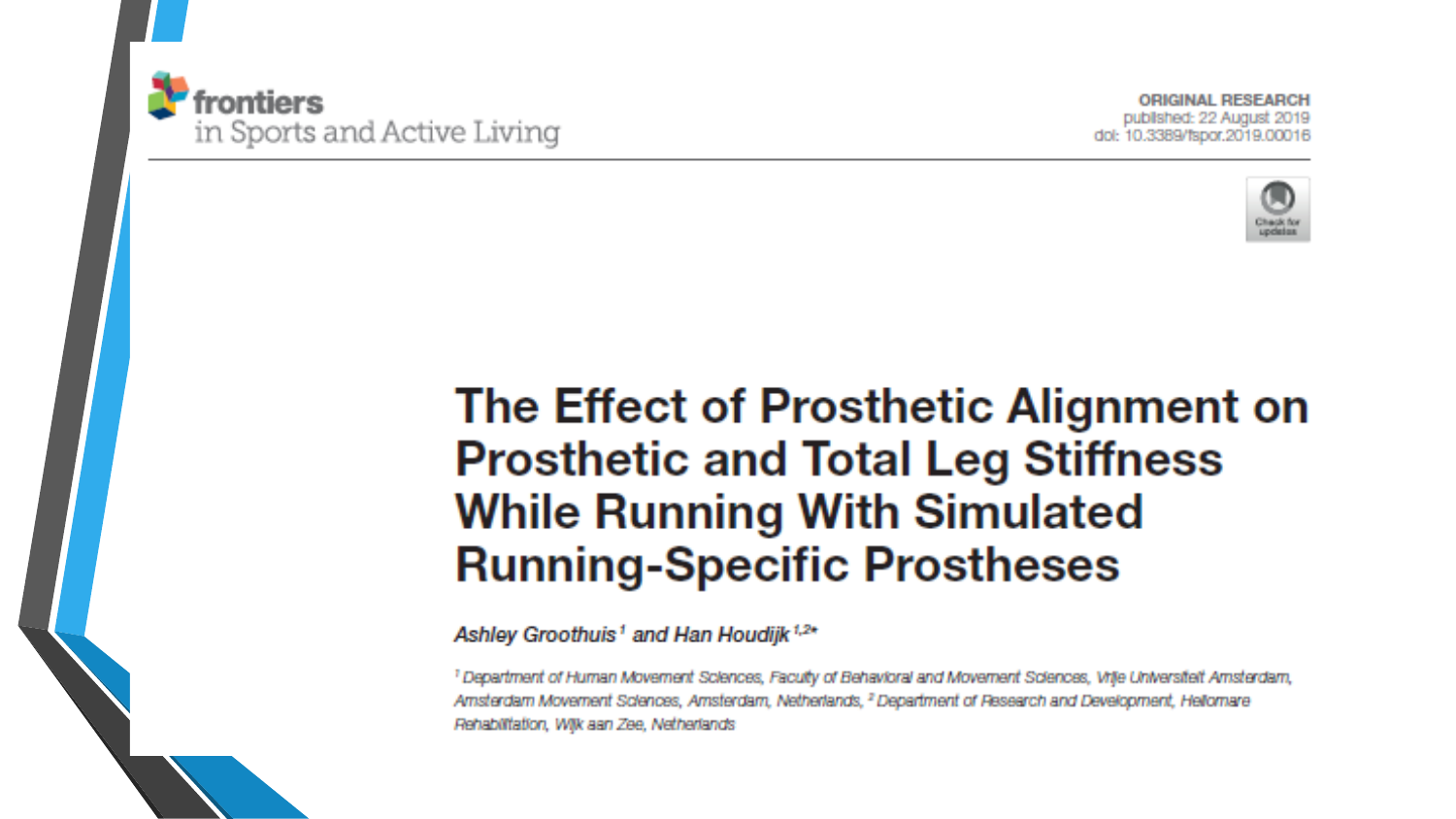frontiers in Sports and Active Living

ORIGINAL RESEARCH
published: 22 August 2019
doi: 10.3389/fspor.2019.00016

# The Effect of Prosthetic Alignment on Prosthetic and Total Leg Stiffness While Running With Simulated Running-Specific Prostheses

*Ashley Groothuis[1] and Han Houdijk[1,2]\**

[1] Department of Human Movement Sciences, Faculty of Behavioral and Movement Sciences, Vrije Universiteit Amsterdam, Amsterdam Movement Sciences, Amsterdam, Netherlands, [2] Department of Research and Development, Heliomare Rehabilitation, Wijk aan Zee, Netherlands